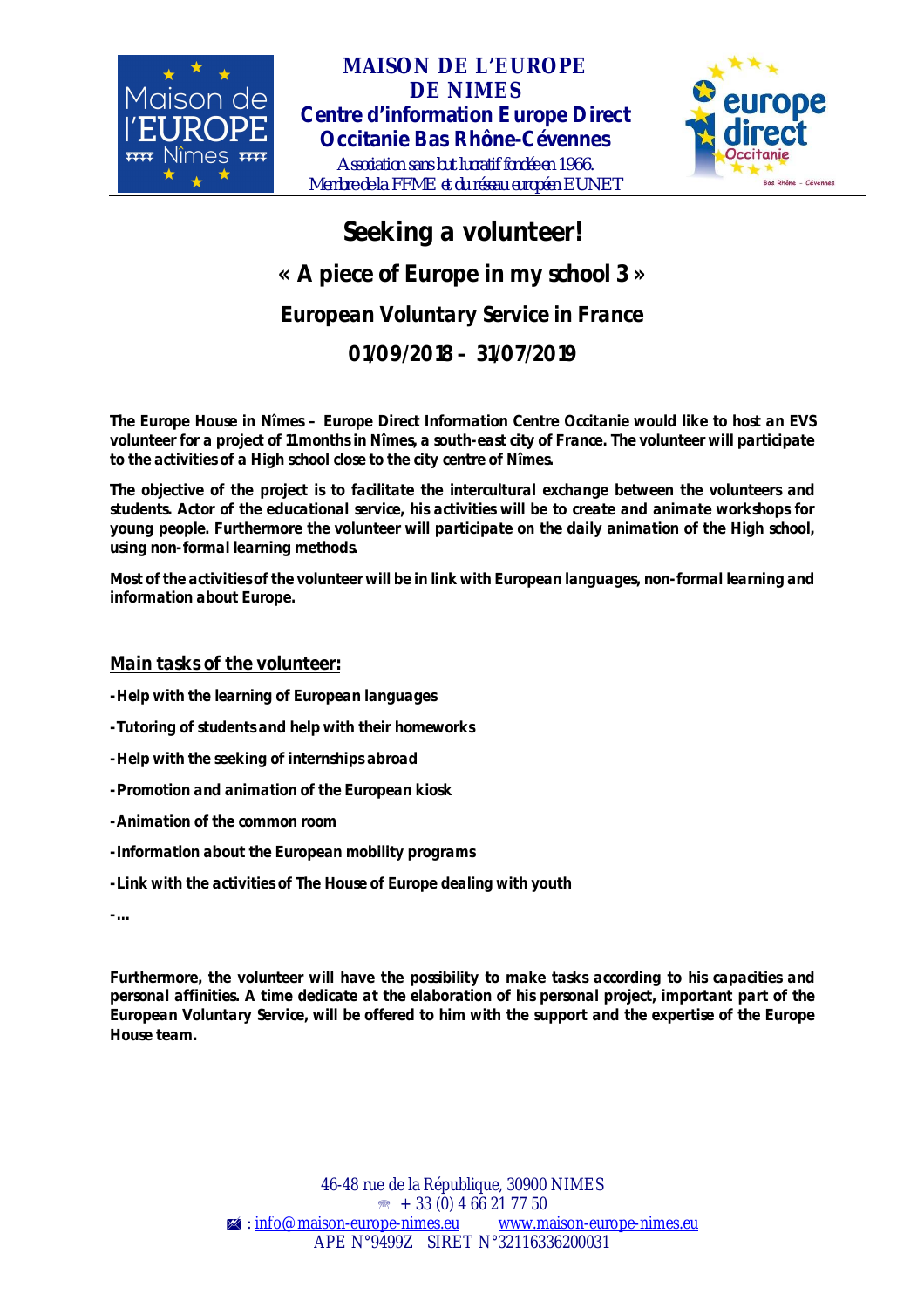**MAISON DE L'EUROPE DE NIMES**
**Centre d'information Europe Direct Occitanie Bas Rhône-Cévennes**
*Association sans but lucratif fondée en 1966.*
*Membre de la FFME et du réseau européen EUNET*

# Seeking a volunteer!

## « A piece of Europe in my school 3 »

## European Voluntary Service in France

## 01/09/2018 – 31/07/2019

**The Europe House in Nîmes – Europe Direct Information Centre Occitanie would like to host an EVS volunteer for a project of 11 months in Nîmes, a south-east city of France. The volunteer will participate to the activities of a High school close to the city centre of Nîmes.**

**The objective of the project is to facilitate the intercultural exchange between the volunteers and students. Actor of the educational service, his activities will be to create and animate workshops for young people. Furthermore the volunteer will participate on the daily animation of the High school, using non-formal learning methods.**

**Most of the activities of the volunteer will be in link with European languages, non-formal learning and information about Europe.**

### Main tasks of the volunteer:

- **Help with the learning of European languages**
- **Tutoring of students and help with their homeworks**
- **Help with the seeking of internships abroad**
- **Promotion and animation of the European kiosk**
- **Animation of the common room**
- **Information about the European mobility programs**
- **Link with the activities of The House of Europe dealing with youth**
- **...**

**Furthermore, the volunteer will have the possibility to make tasks according to his capacities and personal affinities. A time dedicate at the elaboration of his personal project, important part of the European Voluntary Service, will be offered to him with the support and the expertise of the Europe House team.**

46-48 rue de la République, 30900 NIMES
☏ + 33 (0) 4 66 21 77 50
✉ : info@maison-europe-nimes.eu www.maison-europe-nimes.eu
APE N°9499Z SIRET N°32116336200031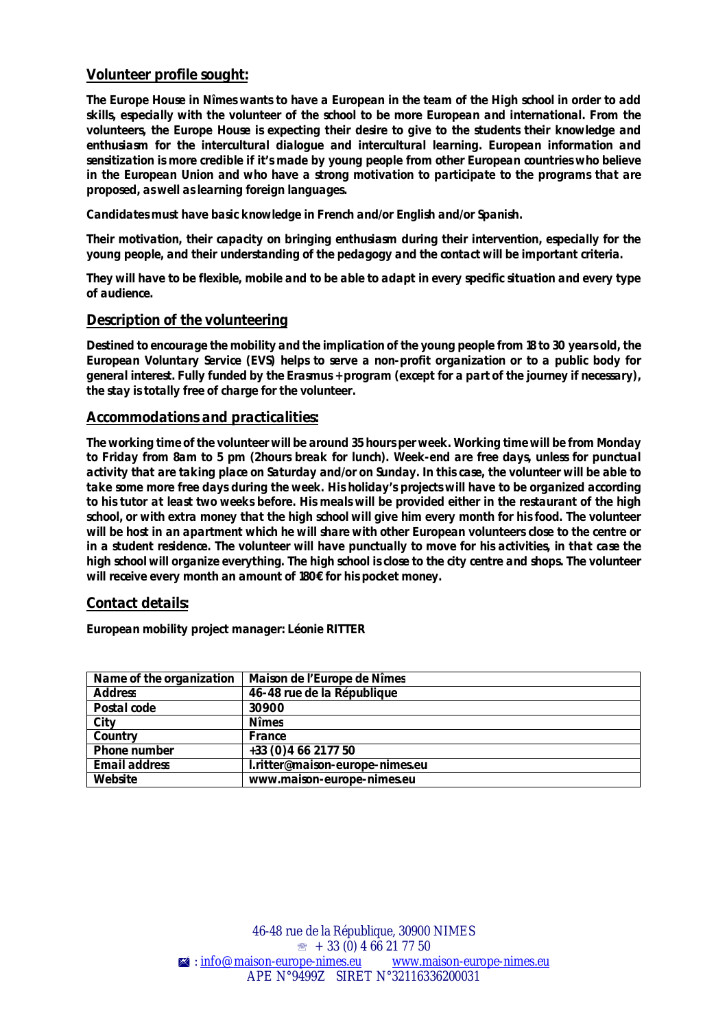## Volunteer profile sought:

**The Europe House in Nîmes wants to have a European in the team of the High school in order to add skills, especially with the volunteer of the school to be more European and international. From the volunteers, the Europe House is expecting their desire to give to the students their knowledge and enthusiasm for the intercultural dialogue and intercultural learning. European information and sensitization is more credible if it's made by young people from other European countries who believe in the European Union and who have a strong motivation to participate to the programs that are proposed, as well as learning foreign languages.**

**Candidates must have basic knowledge in French and/or English and/or Spanish.**

**Their motivation, their capacity on bringing enthusiasm during their intervention, especially for the young people, and their understanding of the pedagogy and the contact will be important criteria.**

**They will have to be flexible, mobile and to be able to adapt in every specific situation and every type of audience.**

## Description of the volunteering

**Destined to encourage the mobility and the implication of the young people from 18 to 30 years old, the European Voluntary Service (EVS) helps to serve a non-profit organization or to a public body for general interest. Fully funded by the Erasmus + program (except for a part of the journey if necessary), the stay is totally free of charge for the volunteer.**

## Accommodations and practicalities:

**The working time of the volunteer will be around 35 hours per week. Working time will be from Monday to Friday from 8am to 5 pm (2hours break for lunch). Week-end are free days, unless for punctual activity that are taking place on Saturday and/or on Sunday. In this case, the volunteer will be able to take some more free days during the week. His holiday's projects will have to be organized according to his tutor at least two weeks before. His meals will be provided either in the restaurant of the high school, or with extra money that the high school will give him every month for his food. The volunteer will be host in an apartment which he will share with other European volunteers close to the centre or in a student residence. The volunteer will have punctually to move for his activities, in that case the high school will organize everything. The high school is close to the city centre and shops. The volunteer will receive every month an amount of 180€ for his pocket money.**

## Contact details:

**European mobility project manager: Léonie RITTER**

| Name of the organization | Maison de l'Europe de Nîmes |
|---|---|
| Address | 46-48 rue de la République |
| Postal code | 30900 |
| City | Nîmes |
| Country | France |
| Phone number | +33 (0)4 66 21 77 50 |
| Email address | l.ritter@maison-europe-nimes.eu |
| Website | www.maison-europe-nimes.eu |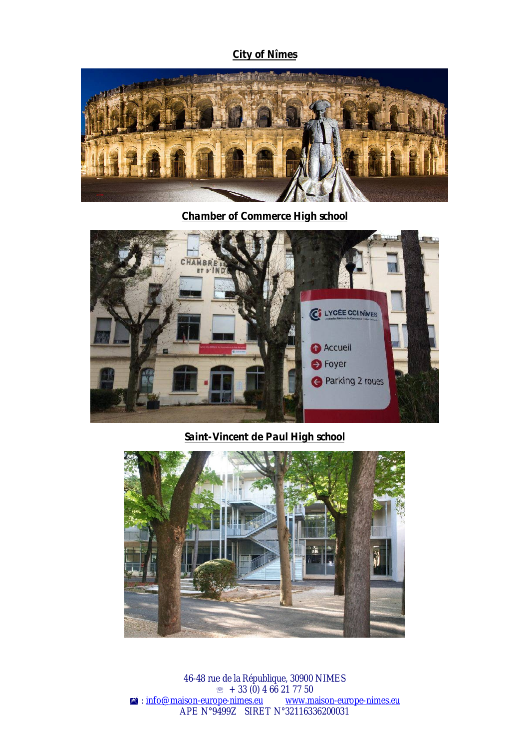**City of Nîmes**

**Chamber of Commerce High school**

**Saint-Vincent de Paul High school**

46-48 rue de la République, 30900 NIMES
☏ + 33 (0) 4 66 21 77 50
✉ : info@maison-europe-nimes.eu www.maison-europe-nimes.eu
APE N°9499Z SIRET N°32116336200031